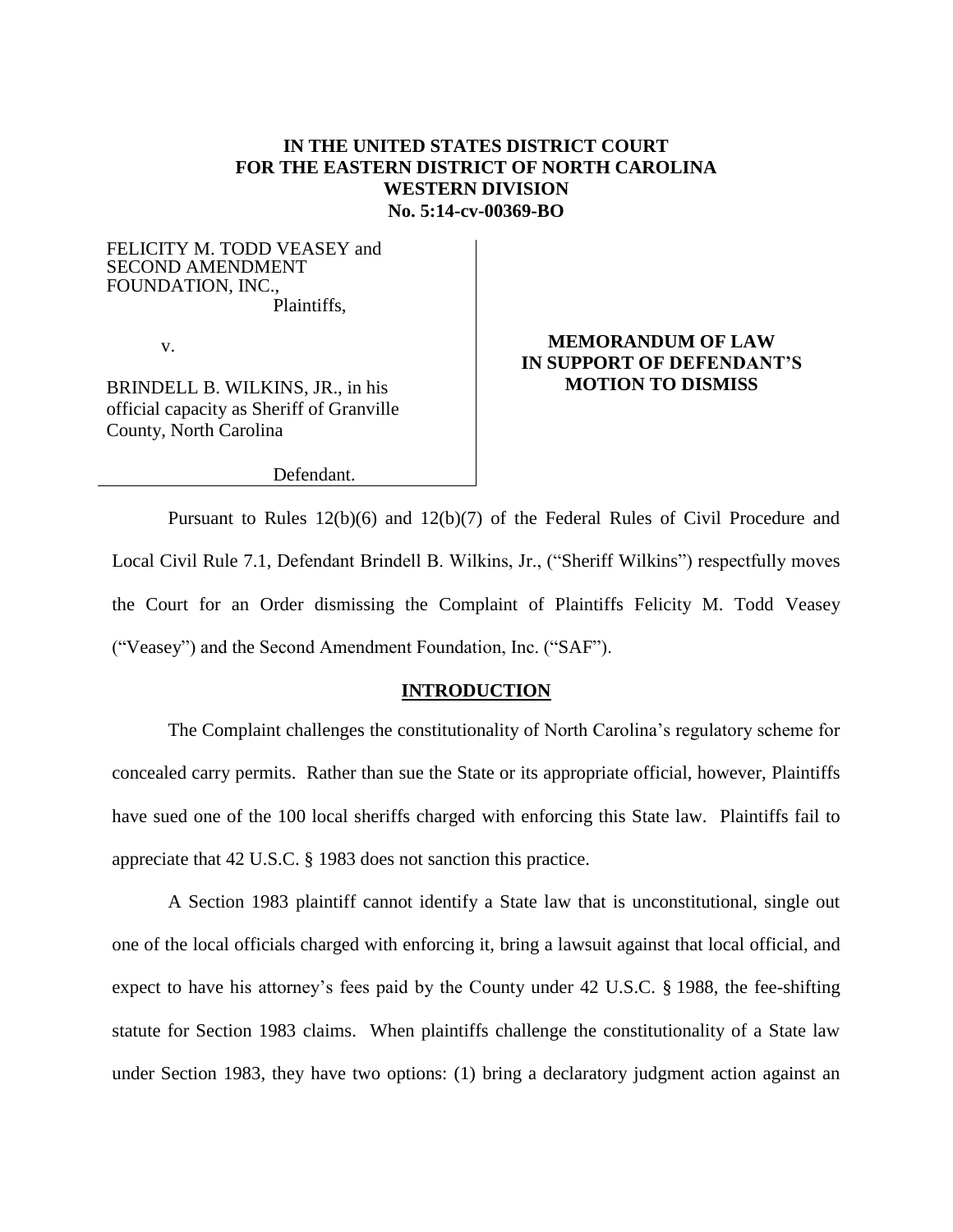**IN THE UNITED STATES DISTRICT COURT**
**FOR THE EASTERN DISTRICT OF NORTH CAROLINA**
**WESTERN DIVISION**
**No. 5:14-cv-00369-BO**

FELICITY M. TODD VEASEY and SECOND AMENDMENT FOUNDATION, INC.,
Plaintiffs,

v.

BRINDELL B. WILKINS, JR., in his official capacity as Sheriff of Granville County, North Carolina

Defendant.

**MEMORANDUM OF LAW IN SUPPORT OF DEFENDANT'S MOTION TO DISMISS**

Pursuant to Rules 12(b)(6) and 12(b)(7) of the Federal Rules of Civil Procedure and Local Civil Rule 7.1, Defendant Brindell B. Wilkins, Jr., ("Sheriff Wilkins") respectfully moves the Court for an Order dismissing the Complaint of Plaintiffs Felicity M. Todd Veasey ("Veasey") and the Second Amendment Foundation, Inc. ("SAF").

## INTRODUCTION

The Complaint challenges the constitutionality of North Carolina's regulatory scheme for concealed carry permits. Rather than sue the State or its appropriate official, however, Plaintiffs have sued one of the 100 local sheriffs charged with enforcing this State law. Plaintiffs fail to appreciate that 42 U.S.C. § 1983 does not sanction this practice.

A Section 1983 plaintiff cannot identify a State law that is unconstitutional, single out one of the local officials charged with enforcing it, bring a lawsuit against that local official, and expect to have his attorney's fees paid by the County under 42 U.S.C. § 1988, the fee-shifting statute for Section 1983 claims. When plaintiffs challenge the constitutionality of a State law under Section 1983, they have two options: (1) bring a declaratory judgment action against an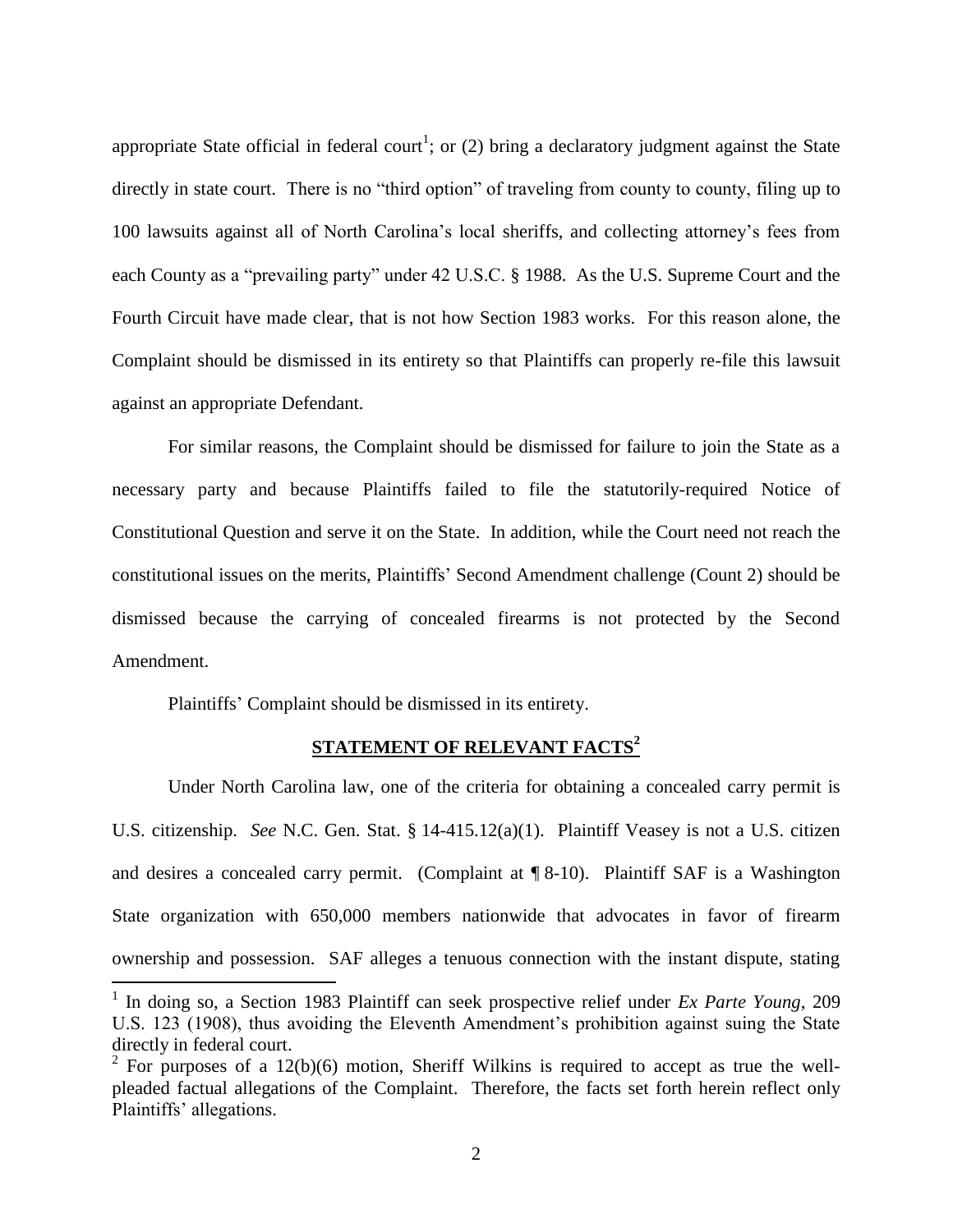appropriate State official in federal court[1]; or (2) bring a declaratory judgment against the State directly in state court. There is no "third option" of traveling from county to county, filing up to 100 lawsuits against all of North Carolina's local sheriffs, and collecting attorney's fees from each County as a "prevailing party" under 42 U.S.C. § 1988. As the U.S. Supreme Court and the Fourth Circuit have made clear, that is not how Section 1983 works. For this reason alone, the Complaint should be dismissed in its entirety so that Plaintiffs can properly re-file this lawsuit against an appropriate Defendant.

For similar reasons, the Complaint should be dismissed for failure to join the State as a necessary party and because Plaintiffs failed to file the statutorily-required Notice of Constitutional Question and serve it on the State. In addition, while the Court need not reach the constitutional issues on the merits, Plaintiffs' Second Amendment challenge (Count 2) should be dismissed because the carrying of concealed firearms is not protected by the Second Amendment.

Plaintiffs' Complaint should be dismissed in its entirety.

## STATEMENT OF RELEVANT FACTS[2]

Under North Carolina law, one of the criteria for obtaining a concealed carry permit is U.S. citizenship. *See* N.C. Gen. Stat. § 14-415.12(a)(1). Plaintiff Veasey is not a U.S. citizen and desires a concealed carry permit. (Complaint at ¶ 8-10). Plaintiff SAF is a Washington State organization with 650,000 members nationwide that advocates in favor of firearm ownership and possession. SAF alleges a tenuous connection with the instant dispute, stating

---

[1] In doing so, a Section 1983 Plaintiff can seek prospective relief under *Ex Parte Young*, 209 U.S. 123 (1908), thus avoiding the Eleventh Amendment's prohibition against suing the State directly in federal court.

[2] For purposes of a 12(b)(6) motion, Sheriff Wilkins is required to accept as true the well-pleaded factual allegations of the Complaint. Therefore, the facts set forth herein reflect only Plaintiffs' allegations.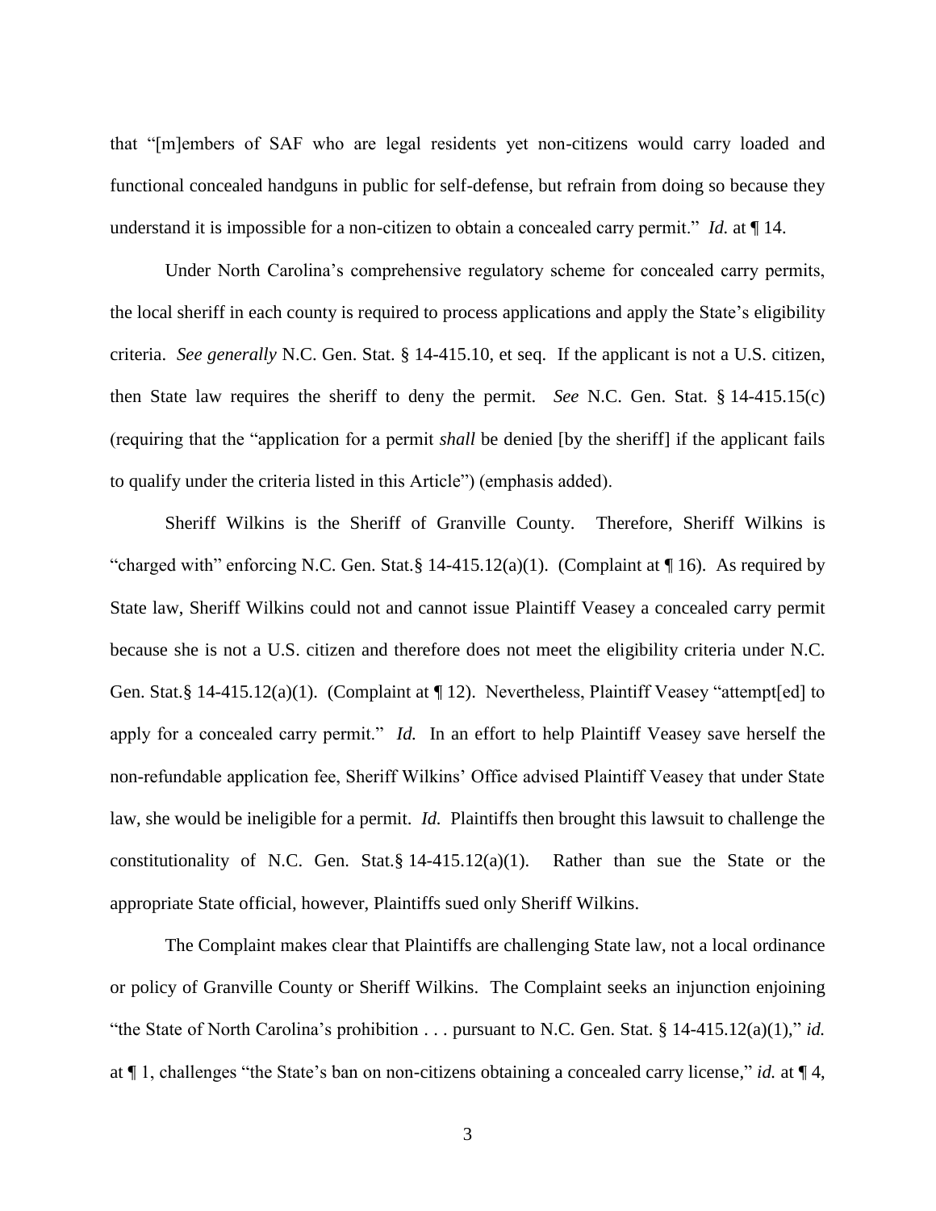that "[m]embers of SAF who are legal residents yet non-citizens would carry loaded and functional concealed handguns in public for self-defense, but refrain from doing so because they understand it is impossible for a non-citizen to obtain a concealed carry permit." *Id.* at ¶ 14.

Under North Carolina's comprehensive regulatory scheme for concealed carry permits, the local sheriff in each county is required to process applications and apply the State's eligibility criteria. *See generally* N.C. Gen. Stat. § 14-415.10, et seq. If the applicant is not a U.S. citizen, then State law requires the sheriff to deny the permit. *See* N.C. Gen. Stat. § 14-415.15(c) (requiring that the "application for a permit *shall* be denied [by the sheriff] if the applicant fails to qualify under the criteria listed in this Article") (emphasis added).

Sheriff Wilkins is the Sheriff of Granville County. Therefore, Sheriff Wilkins is "charged with" enforcing N.C. Gen. Stat.§ 14-415.12(a)(1). (Complaint at ¶ 16). As required by State law, Sheriff Wilkins could not and cannot issue Plaintiff Veasey a concealed carry permit because she is not a U.S. citizen and therefore does not meet the eligibility criteria under N.C. Gen. Stat.§ 14-415.12(a)(1). (Complaint at ¶ 12). Nevertheless, Plaintiff Veasey "attempt[ed] to apply for a concealed carry permit." *Id.* In an effort to help Plaintiff Veasey save herself the non-refundable application fee, Sheriff Wilkins' Office advised Plaintiff Veasey that under State law, she would be ineligible for a permit. *Id.* Plaintiffs then brought this lawsuit to challenge the constitutionality of N.C. Gen. Stat.§ 14-415.12(a)(1). Rather than sue the State or the appropriate State official, however, Plaintiffs sued only Sheriff Wilkins.

The Complaint makes clear that Plaintiffs are challenging State law, not a local ordinance or policy of Granville County or Sheriff Wilkins. The Complaint seeks an injunction enjoining "the State of North Carolina's prohibition . . . pursuant to N.C. Gen. Stat. § 14-415.12(a)(1)," *id.* at ¶ 1, challenges "the State's ban on non-citizens obtaining a concealed carry license," *id.* at ¶ 4,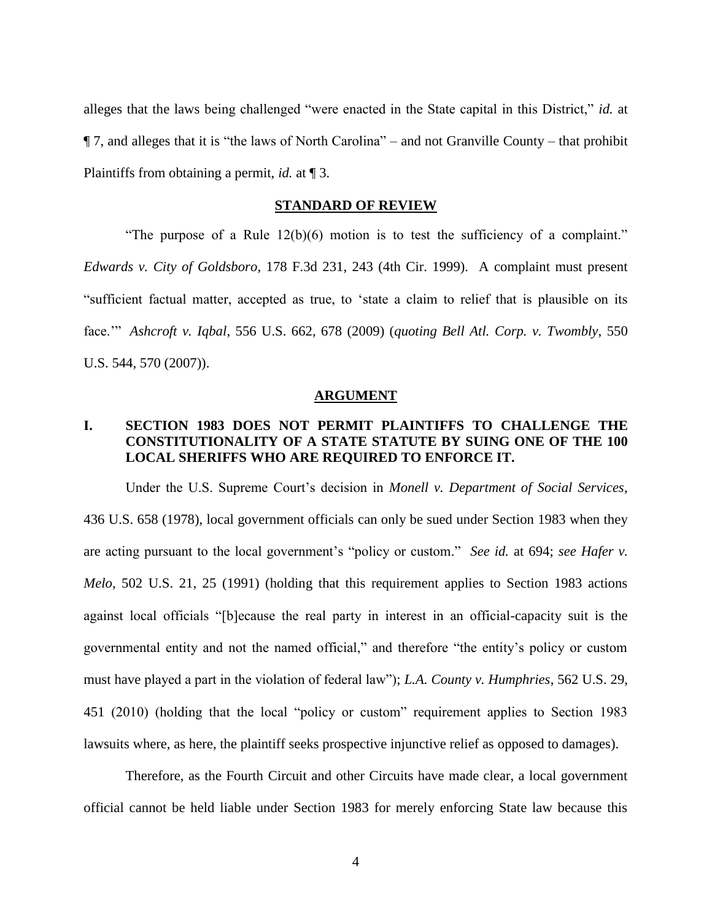alleges that the laws being challenged "were enacted in the State capital in this District," *id.* at ¶ 7, and alleges that it is "the laws of North Carolina" – and not Granville County – that prohibit Plaintiffs from obtaining a permit, *id.* at ¶ 3.

## STANDARD OF REVIEW

"The purpose of a Rule 12(b)(6) motion is to test the sufficiency of a complaint." *Edwards v. City of Goldsboro*, 178 F.3d 231, 243 (4th Cir. 1999). A complaint must present "sufficient factual matter, accepted as true, to 'state a claim to relief that is plausible on its face.'" *Ashcroft v. Iqbal*, 556 U.S. 662, 678 (2009) (*quoting Bell Atl. Corp. v. Twombly*, 550 U.S. 544, 570 (2007)).

## ARGUMENT

### I. SECTION 1983 DOES NOT PERMIT PLAINTIFFS TO CHALLENGE THE CONSTITUTIONALITY OF A STATE STATUTE BY SUING ONE OF THE 100 LOCAL SHERIFFS WHO ARE REQUIRED TO ENFORCE IT.

Under the U.S. Supreme Court's decision in *Monell v. Department of Social Services*, 436 U.S. 658 (1978), local government officials can only be sued under Section 1983 when they are acting pursuant to the local government's "policy or custom." *See id.* at 694; *see Hafer v. Melo*, 502 U.S. 21, 25 (1991) (holding that this requirement applies to Section 1983 actions against local officials "[b]ecause the real party in interest in an official-capacity suit is the governmental entity and not the named official," and therefore "the entity's policy or custom must have played a part in the violation of federal law"); *L.A. County v. Humphries*, 562 U.S. 29, 451 (2010) (holding that the local "policy or custom" requirement applies to Section 1983 lawsuits where, as here, the plaintiff seeks prospective injunctive relief as opposed to damages).

Therefore, as the Fourth Circuit and other Circuits have made clear, a local government official cannot be held liable under Section 1983 for merely enforcing State law because this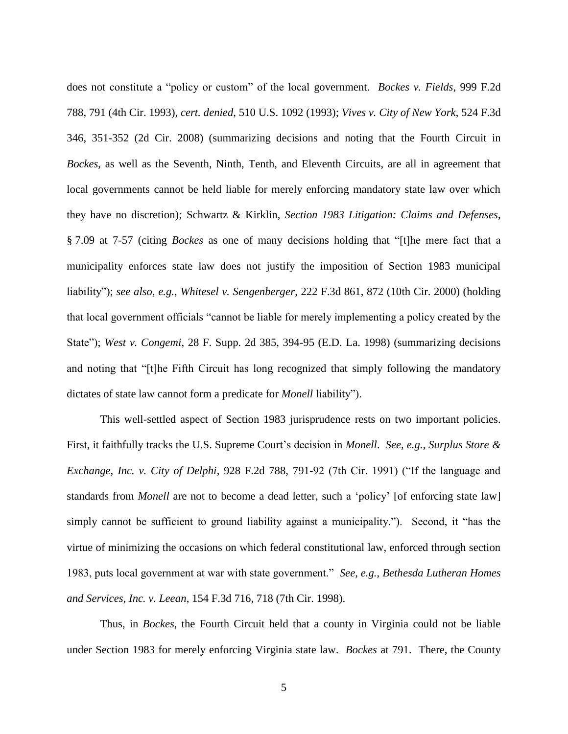does not constitute a "policy or custom" of the local government. *Bockes v. Fields*, 999 F.2d 788, 791 (4th Cir. 1993), *cert. denied*, 510 U.S. 1092 (1993); *Vives v. City of New York*, 524 F.3d 346, 351-352 (2d Cir. 2008) (summarizing decisions and noting that the Fourth Circuit in *Bockes*, as well as the Seventh, Ninth, Tenth, and Eleventh Circuits, are all in agreement that local governments cannot be held liable for merely enforcing mandatory state law over which they have no discretion); Schwartz & Kirklin, *Section 1983 Litigation: Claims and Defenses*, § 7.09 at 7-57 (citing *Bockes* as one of many decisions holding that "[t]he mere fact that a municipality enforces state law does not justify the imposition of Section 1983 municipal liability"); *see also, e.g.*, *Whitesel v. Sengenberger*, 222 F.3d 861, 872 (10th Cir. 2000) (holding that local government officials "cannot be liable for merely implementing a policy created by the State"); *West v. Congemi*, 28 F. Supp. 2d 385, 394-95 (E.D. La. 1998) (summarizing decisions and noting that "[t]he Fifth Circuit has long recognized that simply following the mandatory dictates of state law cannot form a predicate for *Monell* liability").

This well-settled aspect of Section 1983 jurisprudence rests on two important policies. First, it faithfully tracks the U.S. Supreme Court's decision in *Monell*. *See, e.g.*, *Surplus Store & Exchange, Inc. v. City of Delphi*, 928 F.2d 788, 791-92 (7th Cir. 1991) ("If the language and standards from *Monell* are not to become a dead letter, such a 'policy' [of enforcing state law] simply cannot be sufficient to ground liability against a municipality."). Second, it "has the virtue of minimizing the occasions on which federal constitutional law, enforced through section 1983, puts local government at war with state government." *See, e.g.*, *Bethesda Lutheran Homes and Services, Inc. v. Leean*, 154 F.3d 716, 718 (7th Cir. 1998).

Thus, in *Bockes*, the Fourth Circuit held that a county in Virginia could not be liable under Section 1983 for merely enforcing Virginia state law. *Bockes* at 791. There, the County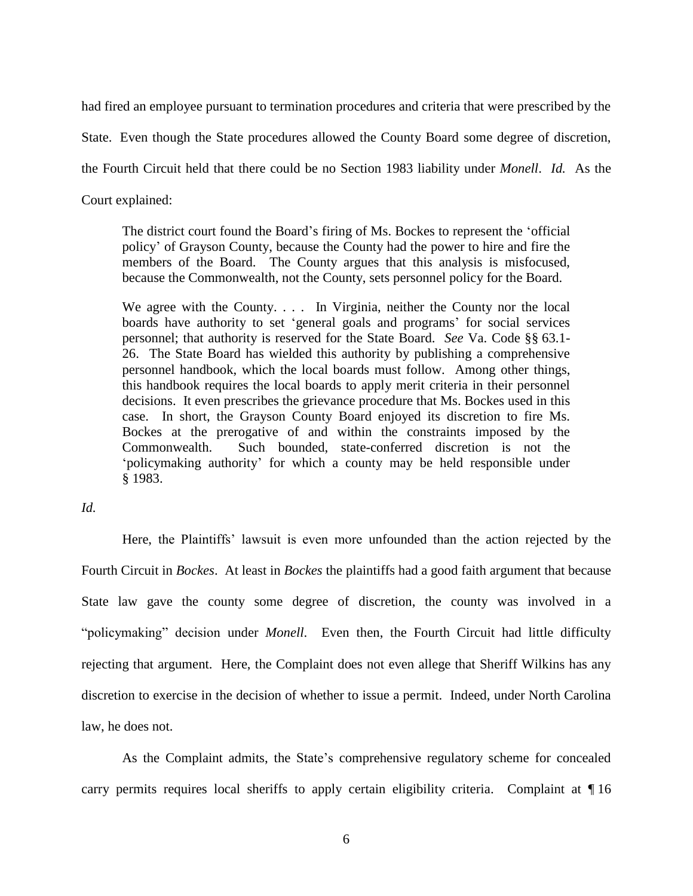had fired an employee pursuant to termination procedures and criteria that were prescribed by the State. Even though the State procedures allowed the County Board some degree of discretion, the Fourth Circuit held that there could be no Section 1983 liability under *Monell*. *Id.* As the Court explained:

> The district court found the Board's firing of Ms. Bockes to represent the 'official policy' of Grayson County, because the County had the power to hire and fire the members of the Board. The County argues that this analysis is misfocused, because the Commonwealth, not the County, sets personnel policy for the Board.
>
> We agree with the County. . . . In Virginia, neither the County nor the local boards have authority to set 'general goals and programs' for social services personnel; that authority is reserved for the State Board. *See* Va. Code §§ 63.1-26. The State Board has wielded this authority by publishing a comprehensive personnel handbook, which the local boards must follow. Among other things, this handbook requires the local boards to apply merit criteria in their personnel decisions. It even prescribes the grievance procedure that Ms. Bockes used in this case. In short, the Grayson County Board enjoyed its discretion to fire Ms. Bockes at the prerogative of and within the constraints imposed by the Commonwealth. Such bounded, state-conferred discretion is not the 'policymaking authority' for which a county may be held responsible under § 1983.

*Id.*

Here, the Plaintiffs' lawsuit is even more unfounded than the action rejected by the Fourth Circuit in *Bockes*. At least in *Bockes* the plaintiffs had a good faith argument that because State law gave the county some degree of discretion, the county was involved in a "policymaking" decision under *Monell*. Even then, the Fourth Circuit had little difficulty rejecting that argument. Here, the Complaint does not even allege that Sheriff Wilkins has any discretion to exercise in the decision of whether to issue a permit. Indeed, under North Carolina law, he does not.

As the Complaint admits, the State's comprehensive regulatory scheme for concealed carry permits requires local sheriffs to apply certain eligibility criteria. Complaint at ¶ 16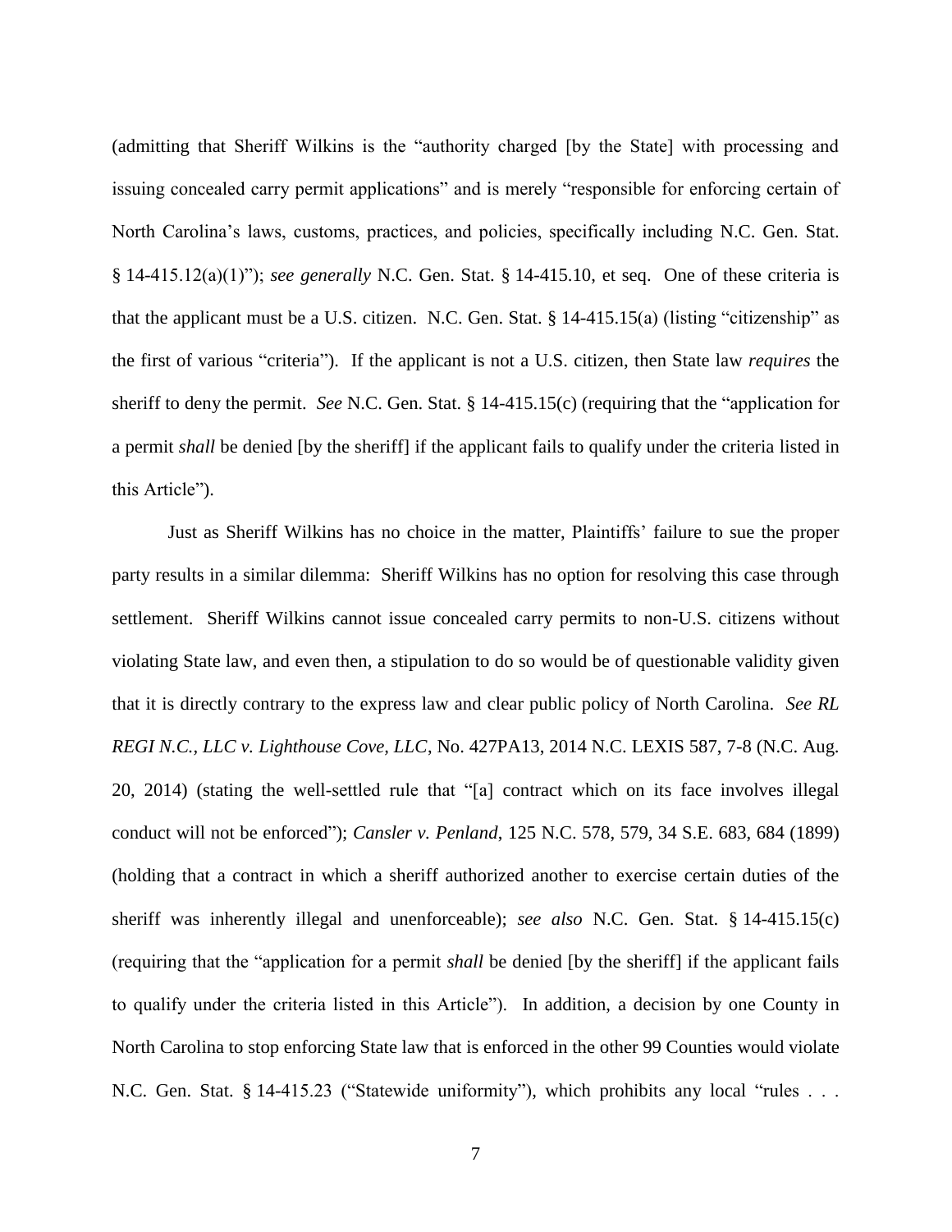(admitting that Sheriff Wilkins is the "authority charged [by the State] with processing and issuing concealed carry permit applications" and is merely "responsible for enforcing certain of North Carolina's laws, customs, practices, and policies, specifically including N.C. Gen. Stat. § 14-415.12(a)(1)"); *see generally* N.C. Gen. Stat. § 14-415.10, et seq. One of these criteria is that the applicant must be a U.S. citizen. N.C. Gen. Stat. § 14-415.15(a) (listing "citizenship" as the first of various "criteria"). If the applicant is not a U.S. citizen, then State law *requires* the sheriff to deny the permit. *See* N.C. Gen. Stat. § 14-415.15(c) (requiring that the "application for a permit *shall* be denied [by the sheriff] if the applicant fails to qualify under the criteria listed in this Article").

Just as Sheriff Wilkins has no choice in the matter, Plaintiffs' failure to sue the proper party results in a similar dilemma: Sheriff Wilkins has no option for resolving this case through settlement. Sheriff Wilkins cannot issue concealed carry permits to non-U.S. citizens without violating State law, and even then, a stipulation to do so would be of questionable validity given that it is directly contrary to the express law and clear public policy of North Carolina. *See RL REGI N.C., LLC v. Lighthouse Cove, LLC*, No. 427PA13, 2014 N.C. LEXIS 587, 7-8 (N.C. Aug. 20, 2014) (stating the well-settled rule that "[a] contract which on its face involves illegal conduct will not be enforced"); *Cansler v. Penland*, 125 N.C. 578, 579, 34 S.E. 683, 684 (1899) (holding that a contract in which a sheriff authorized another to exercise certain duties of the sheriff was inherently illegal and unenforceable); *see also* N.C. Gen. Stat. § 14-415.15(c) (requiring that the "application for a permit *shall* be denied [by the sheriff] if the applicant fails to qualify under the criteria listed in this Article"). In addition, a decision by one County in North Carolina to stop enforcing State law that is enforced in the other 99 Counties would violate N.C. Gen. Stat. § 14-415.23 ("Statewide uniformity"), which prohibits any local "rules . . .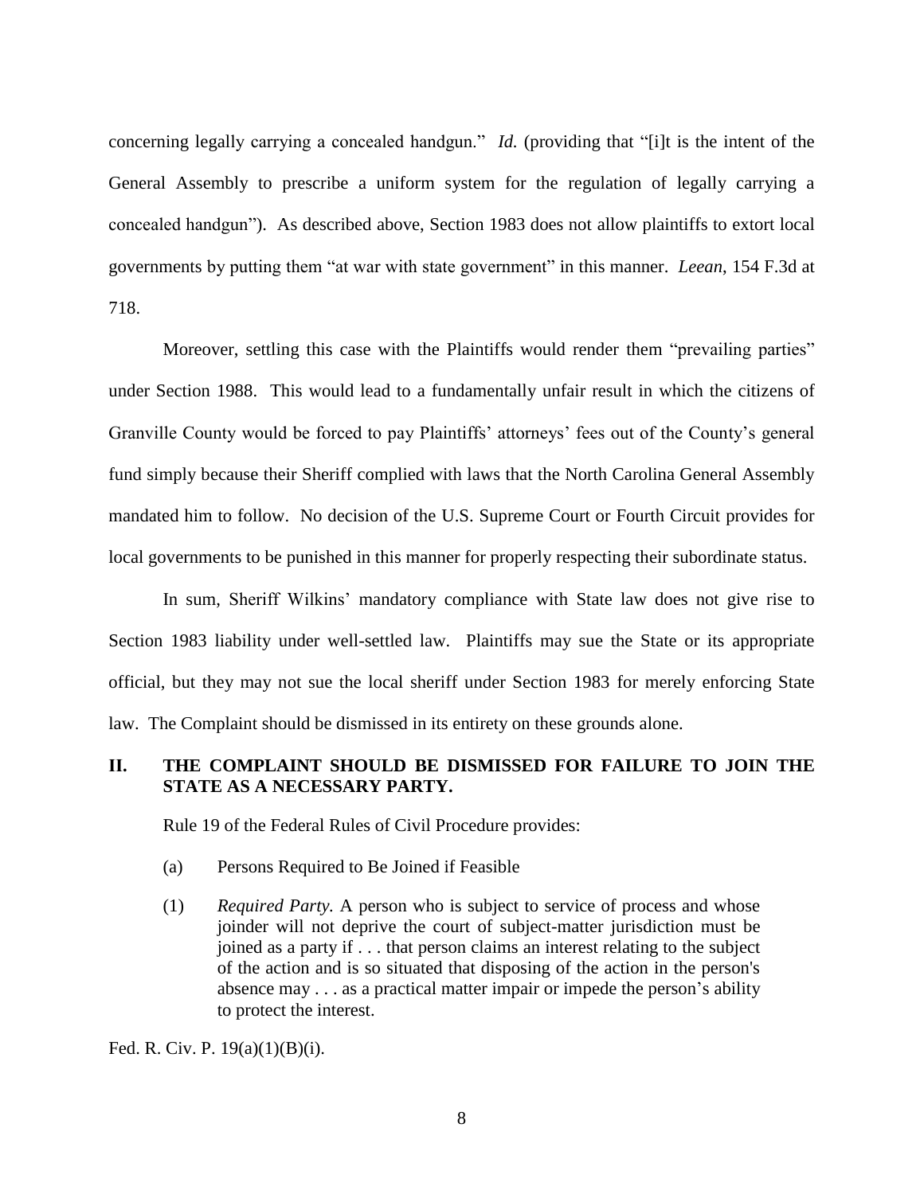concerning legally carrying a concealed handgun." *Id.* (providing that "[i]t is the intent of the General Assembly to prescribe a uniform system for the regulation of legally carrying a concealed handgun"). As described above, Section 1983 does not allow plaintiffs to extort local governments by putting them "at war with state government" in this manner. *Leean*, 154 F.3d at 718.

Moreover, settling this case with the Plaintiffs would render them "prevailing parties" under Section 1988. This would lead to a fundamentally unfair result in which the citizens of Granville County would be forced to pay Plaintiffs' attorneys' fees out of the County's general fund simply because their Sheriff complied with laws that the North Carolina General Assembly mandated him to follow. No decision of the U.S. Supreme Court or Fourth Circuit provides for local governments to be punished in this manner for properly respecting their subordinate status.

In sum, Sheriff Wilkins' mandatory compliance with State law does not give rise to Section 1983 liability under well-settled law. Plaintiffs may sue the State or its appropriate official, but they may not sue the local sheriff under Section 1983 for merely enforcing State law. The Complaint should be dismissed in its entirety on these grounds alone.

## II. THE COMPLAINT SHOULD BE DISMISSED FOR FAILURE TO JOIN THE STATE AS A NECESSARY PARTY.

Rule 19 of the Federal Rules of Civil Procedure provides:

> (a) Persons Required to Be Joined if Feasible
>
> (1) *Required Party.* A person who is subject to service of process and whose joinder will not deprive the court of subject-matter jurisdiction must be joined as a party if . . . that person claims an interest relating to the subject of the action and is so situated that disposing of the action in the person's absence may . . . as a practical matter impair or impede the person's ability to protect the interest.

Fed. R. Civ. P. 19(a)(1)(B)(i).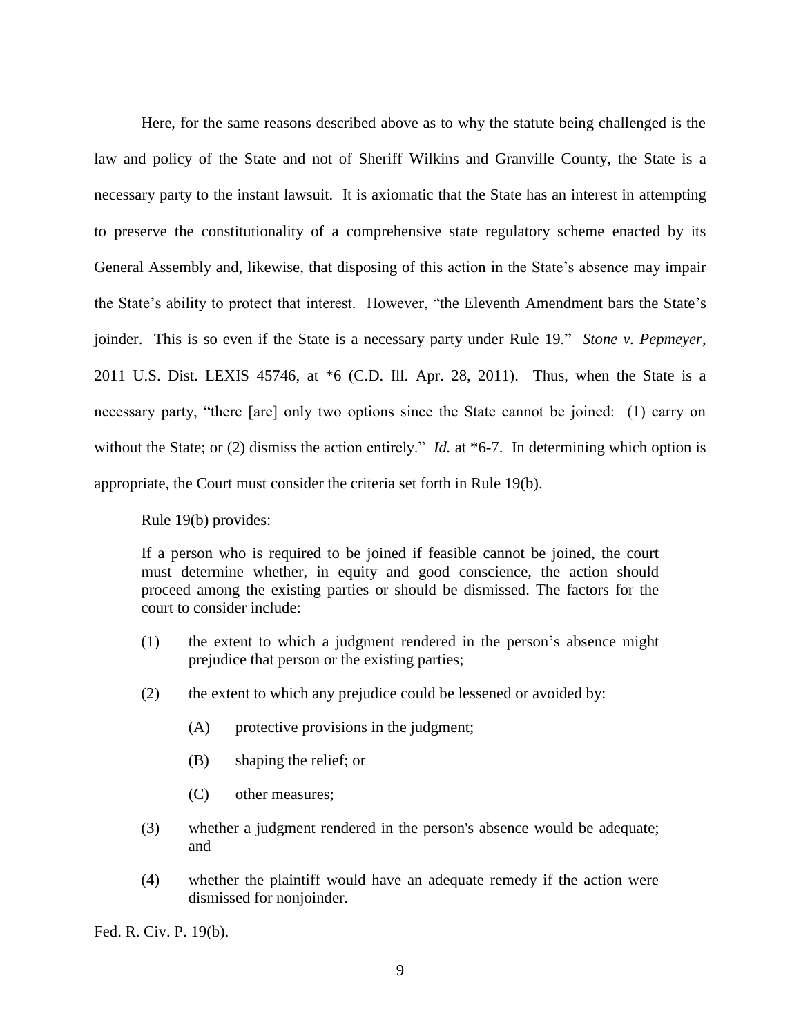Here, for the same reasons described above as to why the statute being challenged is the law and policy of the State and not of Sheriff Wilkins and Granville County, the State is a necessary party to the instant lawsuit. It is axiomatic that the State has an interest in attempting to preserve the constitutionality of a comprehensive state regulatory scheme enacted by its General Assembly and, likewise, that disposing of this action in the State's absence may impair the State's ability to protect that interest. However, "the Eleventh Amendment bars the State's joinder. This is so even if the State is a necessary party under Rule 19." *Stone v. Pepmeyer*, 2011 U.S. Dist. LEXIS 45746, at *6 (C.D. Ill. Apr. 28, 2011). Thus, when the State is a necessary party, "there [are] only two options since the State cannot be joined: (1) carry on without the State; or (2) dismiss the action entirely." *Id.* at *6-7. In determining which option is appropriate, the Court must consider the criteria set forth in Rule 19(b).

Rule 19(b) provides:

> If a person who is required to be joined if feasible cannot be joined, the court must determine whether, in equity and good conscience, the action should proceed among the existing parties or should be dismissed. The factors for the court to consider include:
>
> (1) the extent to which a judgment rendered in the person's absence might prejudice that person or the existing parties;
>
> (2) the extent to which any prejudice could be lessened or avoided by:
>
> (A) protective provisions in the judgment;
>
> (B) shaping the relief; or
>
> (C) other measures;
>
> (3) whether a judgment rendered in the person's absence would be adequate; and
>
> (4) whether the plaintiff would have an adequate remedy if the action were dismissed for nonjoinder.

Fed. R. Civ. P. 19(b).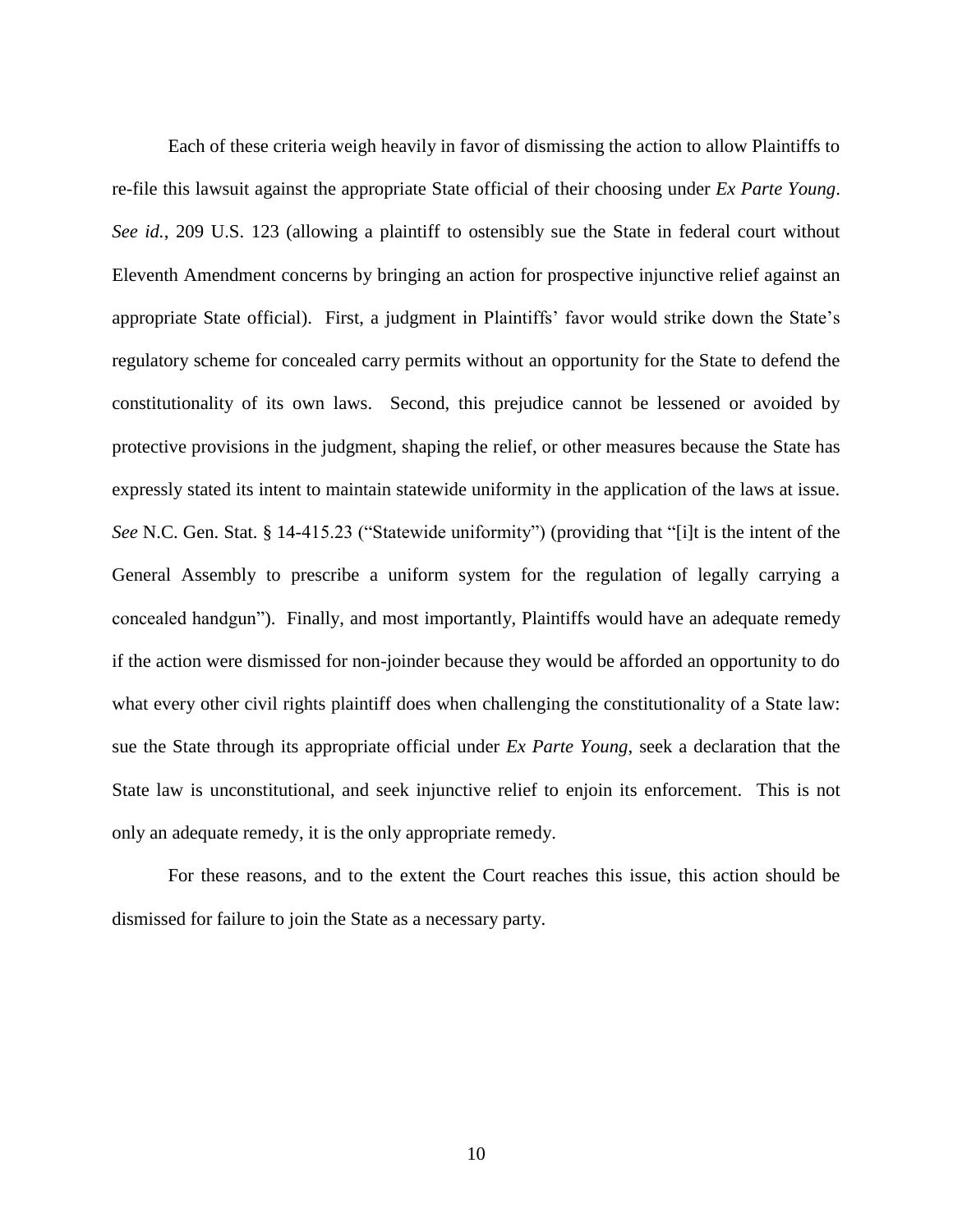Each of these criteria weigh heavily in favor of dismissing the action to allow Plaintiffs to re-file this lawsuit against the appropriate State official of their choosing under *Ex Parte Young*. *See id.*, 209 U.S. 123 (allowing a plaintiff to ostensibly sue the State in federal court without Eleventh Amendment concerns by bringing an action for prospective injunctive relief against an appropriate State official). First, a judgment in Plaintiffs' favor would strike down the State's regulatory scheme for concealed carry permits without an opportunity for the State to defend the constitutionality of its own laws. Second, this prejudice cannot be lessened or avoided by protective provisions in the judgment, shaping the relief, or other measures because the State has expressly stated its intent to maintain statewide uniformity in the application of the laws at issue. *See* N.C. Gen. Stat. § 14-415.23 ("Statewide uniformity") (providing that "[i]t is the intent of the General Assembly to prescribe a uniform system for the regulation of legally carrying a concealed handgun"). Finally, and most importantly, Plaintiffs would have an adequate remedy if the action were dismissed for non-joinder because they would be afforded an opportunity to do what every other civil rights plaintiff does when challenging the constitutionality of a State law: sue the State through its appropriate official under *Ex Parte Young*, seek a declaration that the State law is unconstitutional, and seek injunctive relief to enjoin its enforcement. This is not only an adequate remedy, it is the only appropriate remedy.

For these reasons, and to the extent the Court reaches this issue, this action should be dismissed for failure to join the State as a necessary party.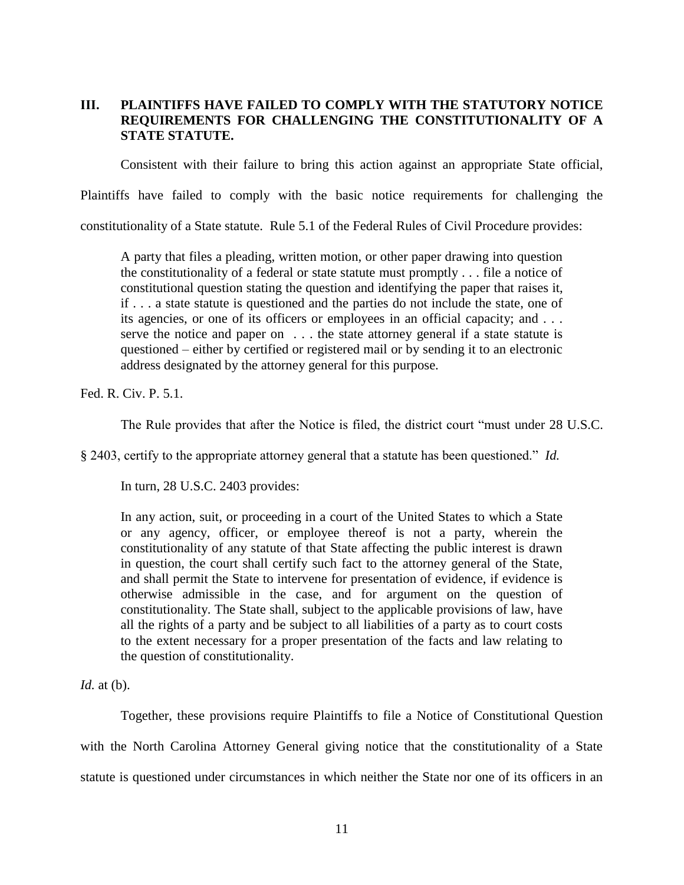## III. PLAINTIFFS HAVE FAILED TO COMPLY WITH THE STATUTORY NOTICE REQUIREMENTS FOR CHALLENGING THE CONSTITUTIONALITY OF A STATE STATUTE.

Consistent with their failure to bring this action against an appropriate State official, Plaintiffs have failed to comply with the basic notice requirements for challenging the constitutionality of a State statute. Rule 5.1 of the Federal Rules of Civil Procedure provides:

> A party that files a pleading, written motion, or other paper drawing into question the constitutionality of a federal or state statute must promptly . . . file a notice of constitutional question stating the question and identifying the paper that raises it, if . . . a state statute is questioned and the parties do not include the state, one of its agencies, or one of its officers or employees in an official capacity; and . . . serve the notice and paper on . . . the state attorney general if a state statute is questioned – either by certified or registered mail or by sending it to an electronic address designated by the attorney general for this purpose.

Fed. R. Civ. P. 5.1.

The Rule provides that after the Notice is filed, the district court "must under 28 U.S.C. § 2403, certify to the appropriate attorney general that a statute has been questioned." *Id.*

In turn, 28 U.S.C. 2403 provides:

> In any action, suit, or proceeding in a court of the United States to which a State or any agency, officer, or employee thereof is not a party, wherein the constitutionality of any statute of that State affecting the public interest is drawn in question, the court shall certify such fact to the attorney general of the State, and shall permit the State to intervene for presentation of evidence, if evidence is otherwise admissible in the case, and for argument on the question of constitutionality. The State shall, subject to the applicable provisions of law, have all the rights of a party and be subject to all liabilities of a party as to court costs to the extent necessary for a proper presentation of the facts and law relating to the question of constitutionality.

*Id.* at (b).

Together, these provisions require Plaintiffs to file a Notice of Constitutional Question with the North Carolina Attorney General giving notice that the constitutionality of a State statute is questioned under circumstances in which neither the State nor one of its officers in an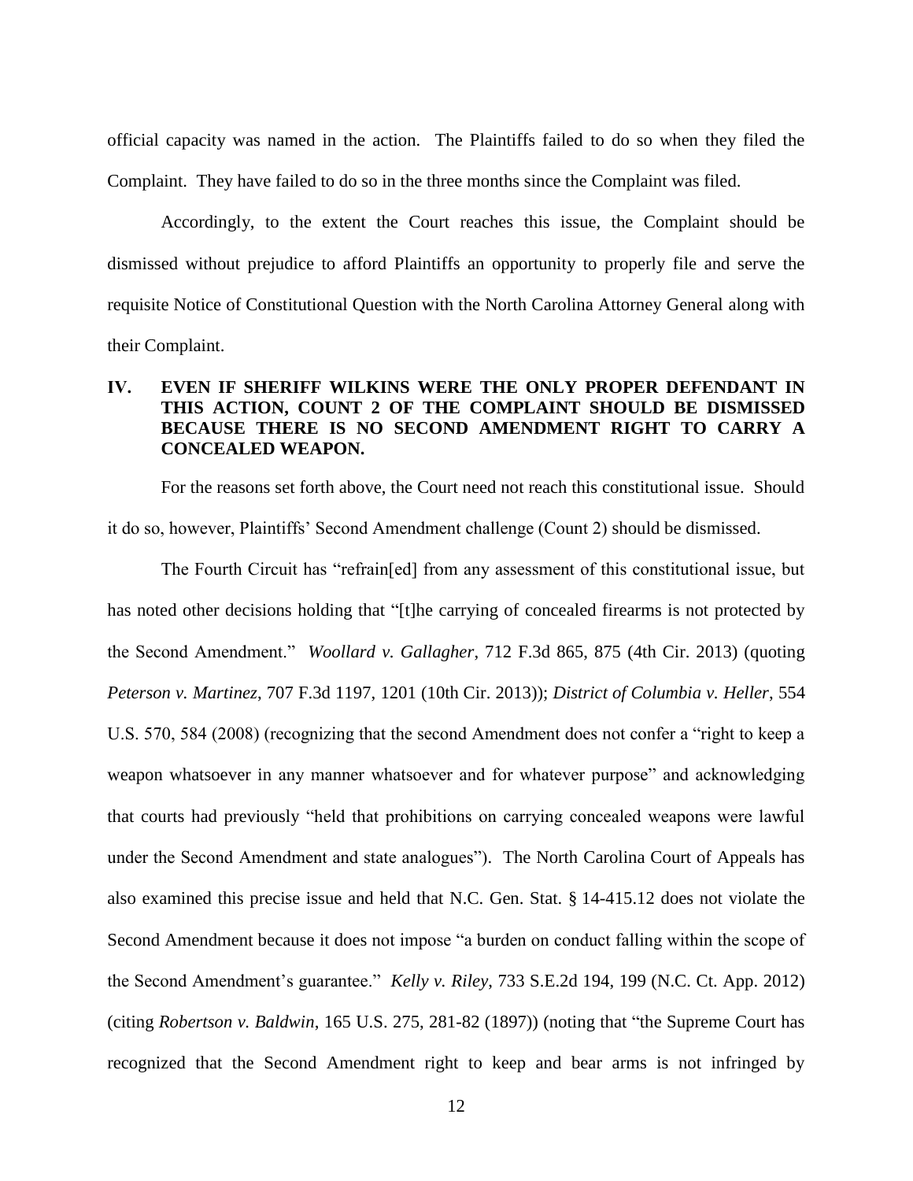official capacity was named in the action. The Plaintiffs failed to do so when they filed the Complaint. They have failed to do so in the three months since the Complaint was filed.

Accordingly, to the extent the Court reaches this issue, the Complaint should be dismissed without prejudice to afford Plaintiffs an opportunity to properly file and serve the requisite Notice of Constitutional Question with the North Carolina Attorney General along with their Complaint.

## IV. EVEN IF SHERIFF WILKINS WERE THE ONLY PROPER DEFENDANT IN THIS ACTION, COUNT 2 OF THE COMPLAINT SHOULD BE DISMISSED BECAUSE THERE IS NO SECOND AMENDMENT RIGHT TO CARRY A CONCEALED WEAPON.

For the reasons set forth above, the Court need not reach this constitutional issue. Should it do so, however, Plaintiffs' Second Amendment challenge (Count 2) should be dismissed.

The Fourth Circuit has "refrain[ed] from any assessment of this constitutional issue, but has noted other decisions holding that "[t]he carrying of concealed firearms is not protected by the Second Amendment." *Woollard v. Gallagher*, 712 F.3d 865, 875 (4th Cir. 2013) (quoting *Peterson v. Martinez,* 707 F.3d 1197, 1201 (10th Cir. 2013)); *District of Columbia v. Heller*, 554 U.S. 570, 584 (2008) (recognizing that the second Amendment does not confer a "right to keep a weapon whatsoever in any manner whatsoever and for whatever purpose" and acknowledging that courts had previously "held that prohibitions on carrying concealed weapons were lawful under the Second Amendment and state analogues"). The North Carolina Court of Appeals has also examined this precise issue and held that N.C. Gen. Stat. § 14-415.12 does not violate the Second Amendment because it does not impose "a burden on conduct falling within the scope of the Second Amendment's guarantee." *Kelly v. Riley*, 733 S.E.2d 194, 199 (N.C. Ct. App. 2012) (citing *Robertson v. Baldwin*, 165 U.S. 275, 281-82 (1897)) (noting that "the Supreme Court has recognized that the Second Amendment right to keep and bear arms is not infringed by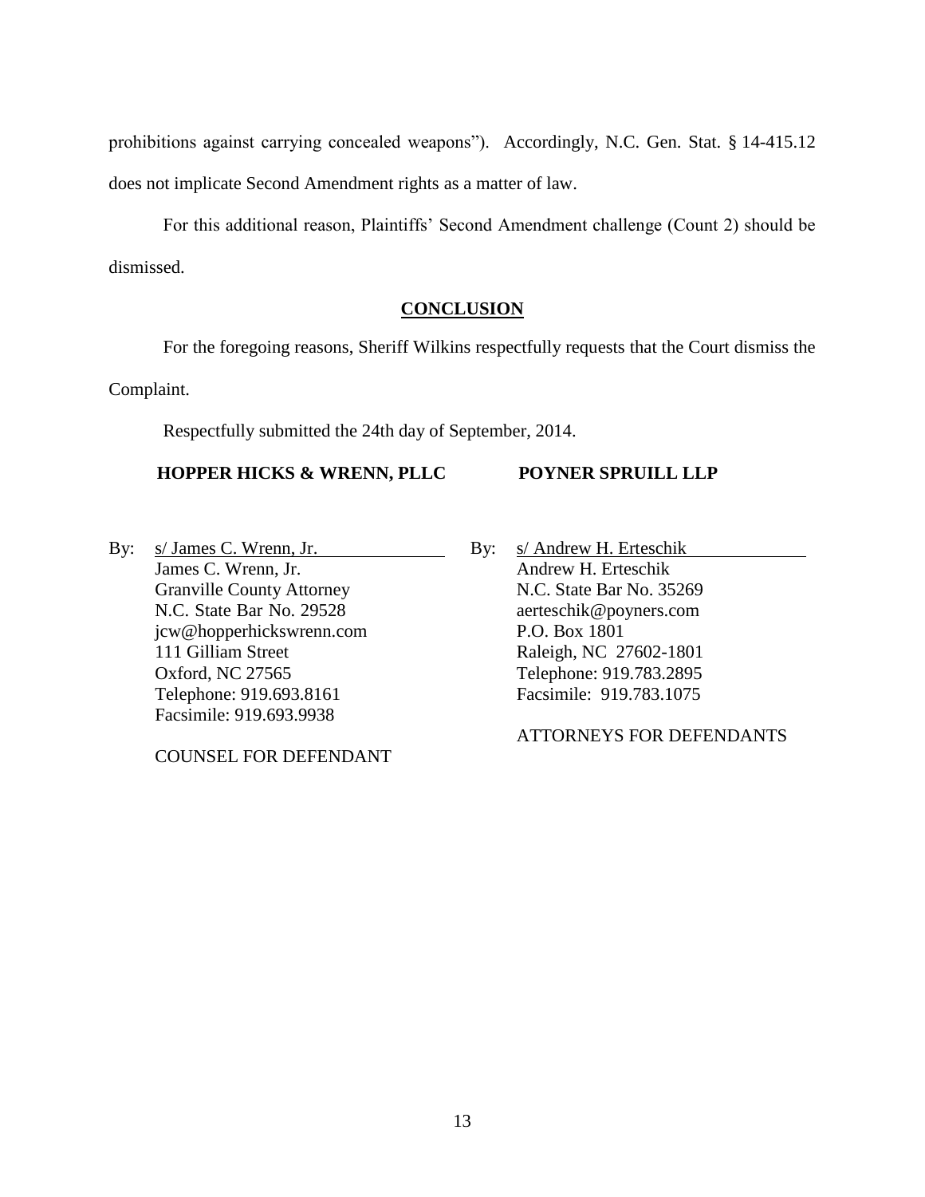prohibitions against carrying concealed weapons"). Accordingly, N.C. Gen. Stat. § 14-415.12 does not implicate Second Amendment rights as a matter of law.

For this additional reason, Plaintiffs' Second Amendment challenge (Count 2) should be dismissed.

## **CONCLUSION**

For the foregoing reasons, Sheriff Wilkins respectfully requests that the Court dismiss the Complaint.

Respectfully submitted the 24th day of September, 2014.

**HOPPER HICKS & WRENN, PLLC**

By: s/ James C. Wrenn, Jr.
James C. Wrenn, Jr.
Granville County Attorney
N.C. State Bar No. 29528
jcw@hopperhickswrenn.com
111 Gilliam Street
Oxford, NC 27565
Telephone: 919.693.8161
Facsimile: 919.693.9938

COUNSEL FOR DEFENDANT

**POYNER SPRUILL LLP**

By: s/ Andrew H. Erteschik
Andrew H. Erteschik
N.C. State Bar No. 35269
aerteschik@poyners.com
P.O. Box 1801
Raleigh, NC 27602-1801
Telephone: 919.783.2895
Facsimile: 919.783.1075

ATTORNEYS FOR DEFENDANTS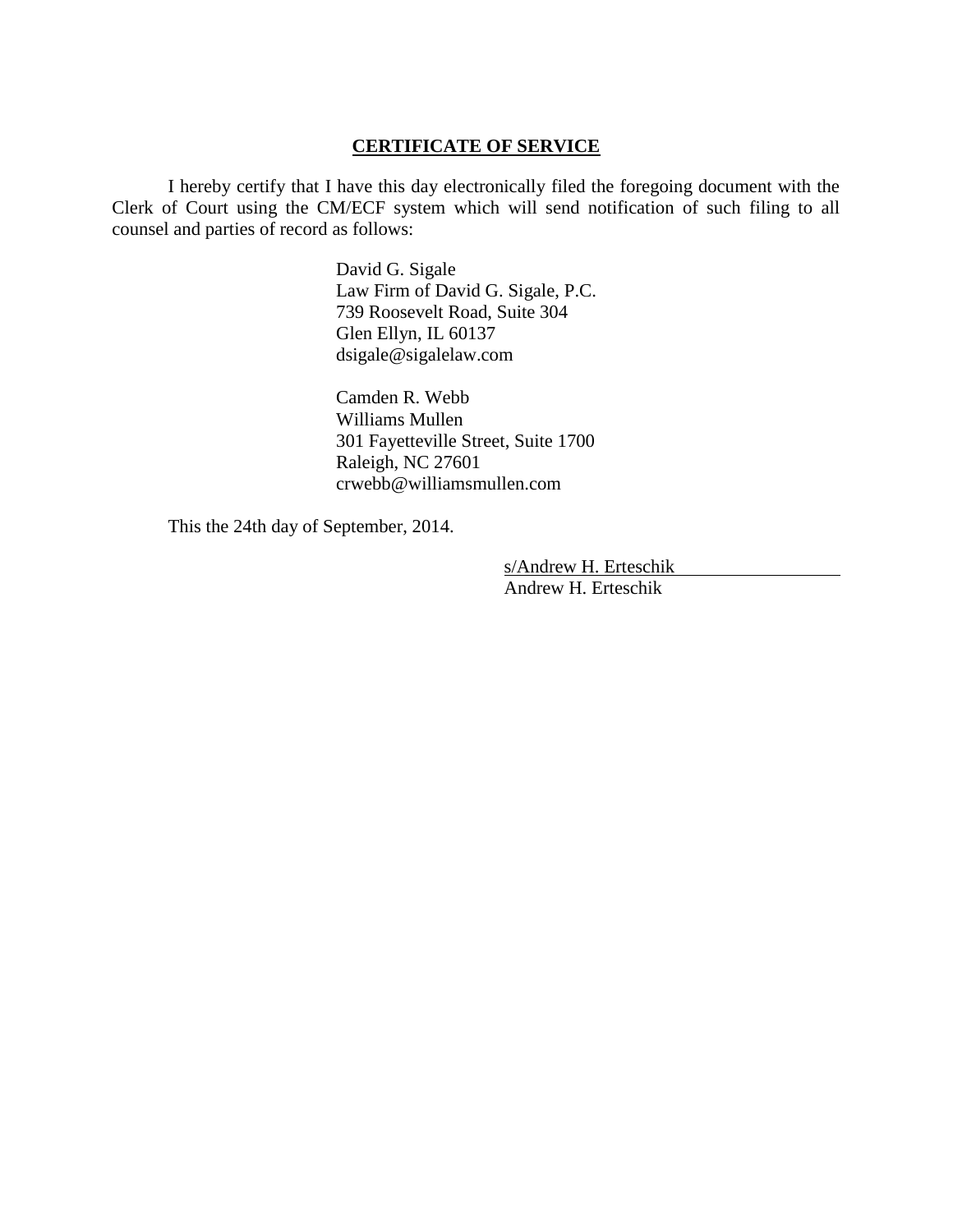## CERTIFICATE OF SERVICE

I hereby certify that I have this day electronically filed the foregoing document with the Clerk of Court using the CM/ECF system which will send notification of such filing to all counsel and parties of record as follows:

David G. Sigale
Law Firm of David G. Sigale, P.C.
739 Roosevelt Road, Suite 304
Glen Ellyn, IL 60137
dsigale@sigalelaw.com

Camden R. Webb
Williams Mullen
301 Fayetteville Street, Suite 1700
Raleigh, NC 27601
crwebb@williamsmullen.com

This the 24th day of September, 2014.

s/Andrew H. Erteschik
Andrew H. Erteschik